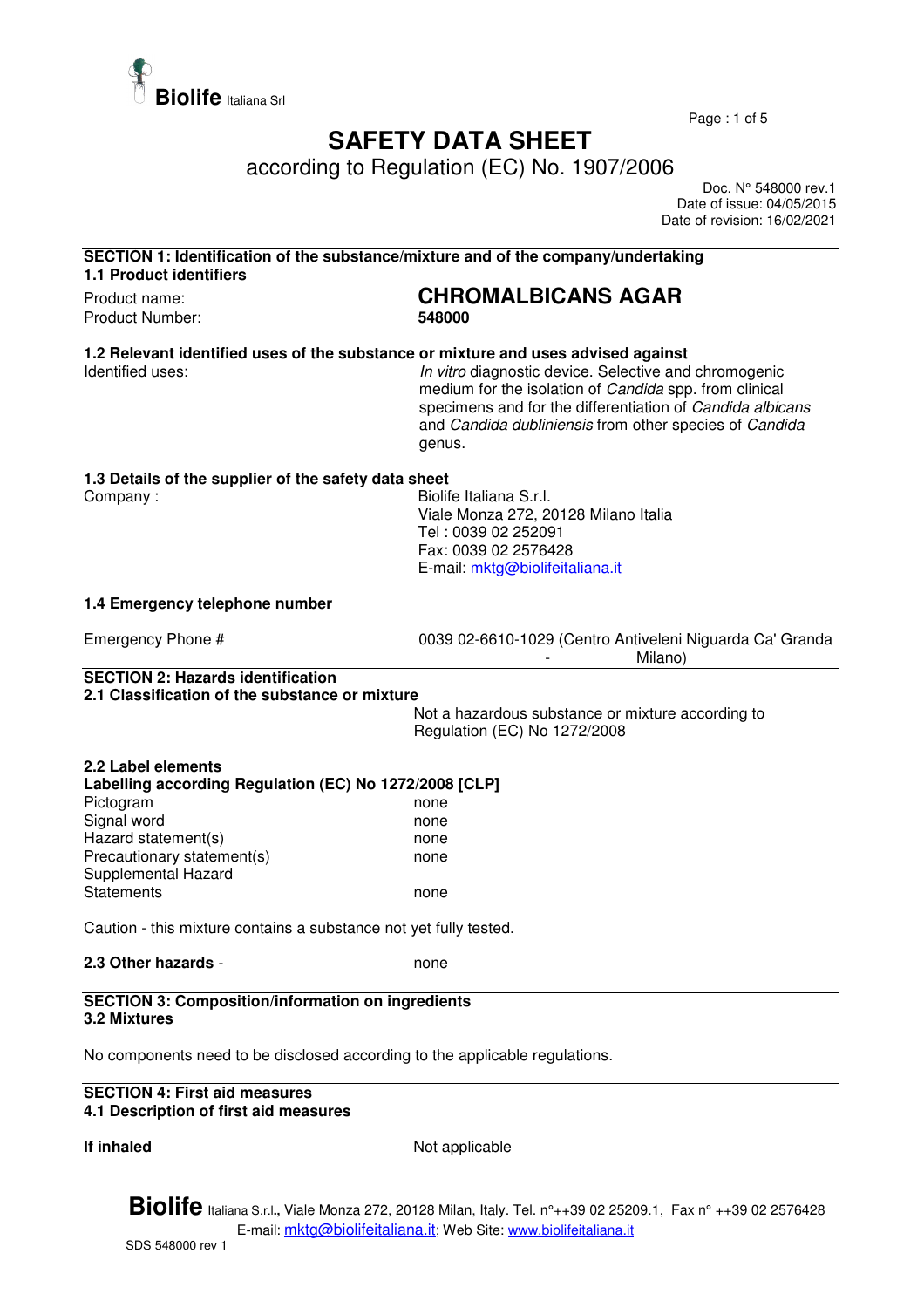**Biolife** Italiana Srl

# SAFETY DATA SHEET

according to Regulation (EC) No. 1907/2006

Doc. N° 548000 rev.1
Date of issue: 04/05/2015
Date of revision: 16/02/2021

## SECTION 1: Identification of the substance/mixture and of the company/undertaking

### 1.1 Product identifiers

Product name: **CHROMALBICANS AGAR**
Product Number: **548000**

### 1.2 Relevant identified uses of the substance or mixture and uses advised against

Identified uses: *In vitro* diagnostic device. Selective and chromogenic medium for the isolation of *Candida* spp. from clinical specimens and for the differentiation of *Candida albicans* and *Candida dubliniensis* from other species of *Candida* genus.

### 1.3 Details of the supplier of the safety data sheet

Company : Biolife Italiana S.r.l.
Viale Monza 272, 20128 Milano Italia
Tel : 0039 02 252091
Fax: 0039 02 2576428
E-mail: mktg@biolifeitaliana.it

### 1.4 Emergency telephone number

Emergency Phone # 0039 02-6610-1029 (Centro Antiveleni Niguarda Ca' Granda - Milano)

## SECTION 2: Hazards identification

### 2.1 Classification of the substance or mixture

Not a hazardous substance or mixture according to Regulation (EC) No 1272/2008

### 2.2 Label elements

**Labelling according Regulation (EC) No 1272/2008 [CLP]**

| | |
|---|---|
| Pictogram | none |
| Signal word | none |
| Hazard statement(s) | none |
| Precautionary statement(s) | none |
| Supplemental Hazard Statements | none |

Caution - this mixture contains a substance not yet fully tested.

**2.3 Other hazards** - none

## SECTION 3: Composition/information on ingredients

### 3.2 Mixtures

No components need to be disclosed according to the applicable regulations.

## SECTION 4: First aid measures

### 4.1 Description of first aid measures

**If inhaled** Not applicable

**Biolife** Italiana S.r.l., Viale Monza 272, 20128 Milan, Italy. Tel. n°++39 02 25209.1, Fax n° ++39 02 2576428
E-mail: mktg@biolifeitaliana.it; Web Site: www.biolifeitaliana.it
SDS 548000 rev 1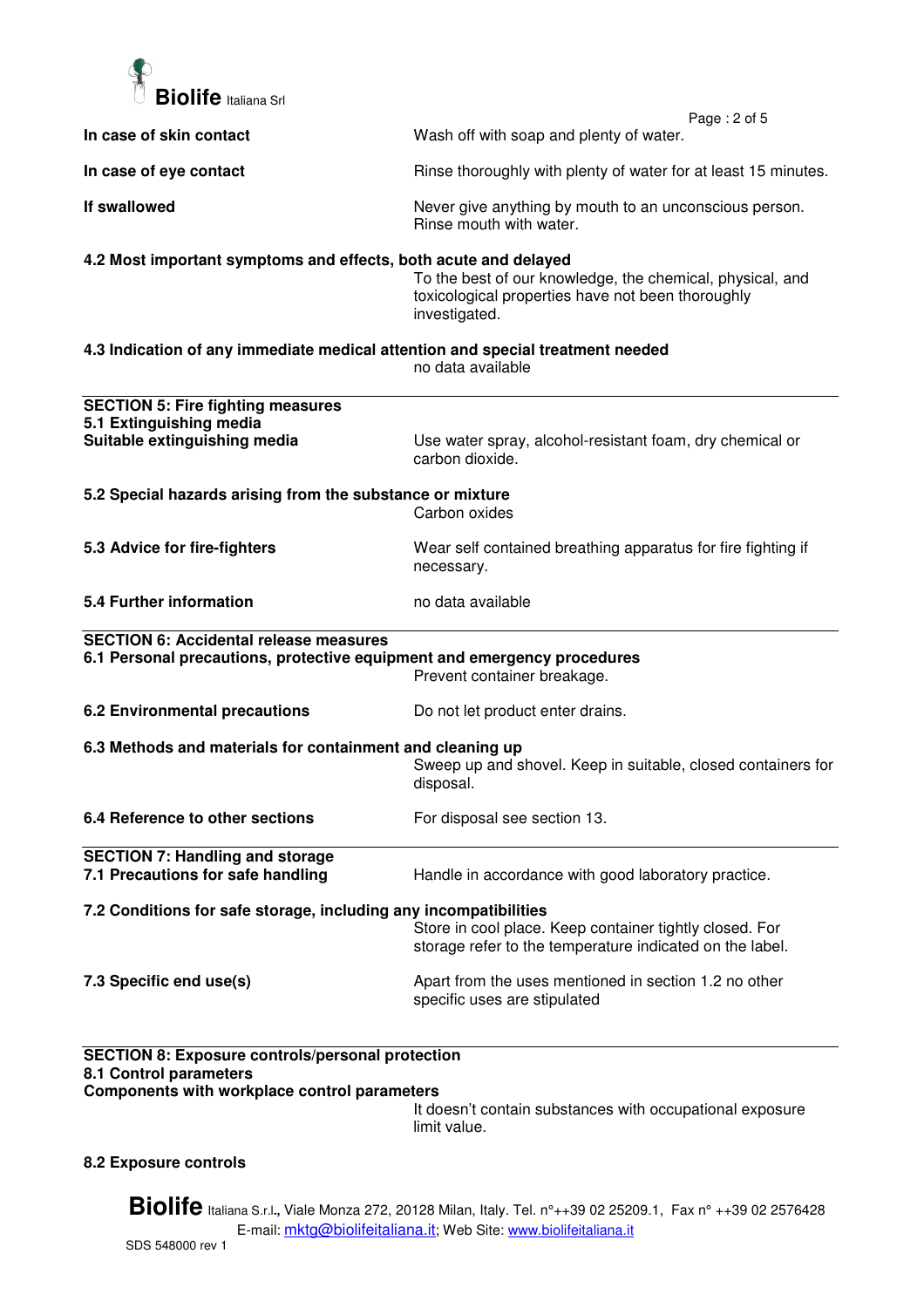**In case of skin contact** — Wash off with soap and plenty of water.

**In case of eye contact** — Rinse thoroughly with plenty of water for at least 15 minutes.

**If swallowed** — Never give anything by mouth to an unconscious person. Rinse mouth with water.

**4.2 Most important symptoms and effects, both acute and delayed**

To the best of our knowledge, the chemical, physical, and toxicological properties have not been thoroughly investigated.

**4.3 Indication of any immediate medical attention and special treatment needed**

no data available

---

## SECTION 5: Fire fighting measures

**5.1 Extinguishing media**

**Suitable extinguishing media** — Use water spray, alcohol-resistant foam, dry chemical or carbon dioxide.

**5.2 Special hazards arising from the substance or mixture**

Carbon oxides

**5.3 Advice for fire-fighters** — Wear self contained breathing apparatus for fire fighting if necessary.

**5.4 Further information** — no data available

---

## SECTION 6: Accidental release measures

**6.1 Personal precautions, protective equipment and emergency procedures**

Prevent container breakage.

**6.2 Environmental precautions** — Do not let product enter drains.

**6.3 Methods and materials for containment and cleaning up**

Sweep up and shovel. Keep in suitable, closed containers for disposal.

**6.4 Reference to other sections** — For disposal see section 13.

---

## SECTION 7: Handling and storage

**7.1 Precautions for safe handling** — Handle in accordance with good laboratory practice.

**7.2 Conditions for safe storage, including any incompatibilities**

Store in cool place. Keep container tightly closed. For storage refer to the temperature indicated on the label.

**7.3 Specific end use(s)** — Apart from the uses mentioned in section 1.2 no other specific uses are stipulated

---

## SECTION 8: Exposure controls/personal protection

**8.1 Control parameters**

**Components with workplace control parameters**

It doesn't contain substances with occupational exposure limit value.

**8.2 Exposure controls**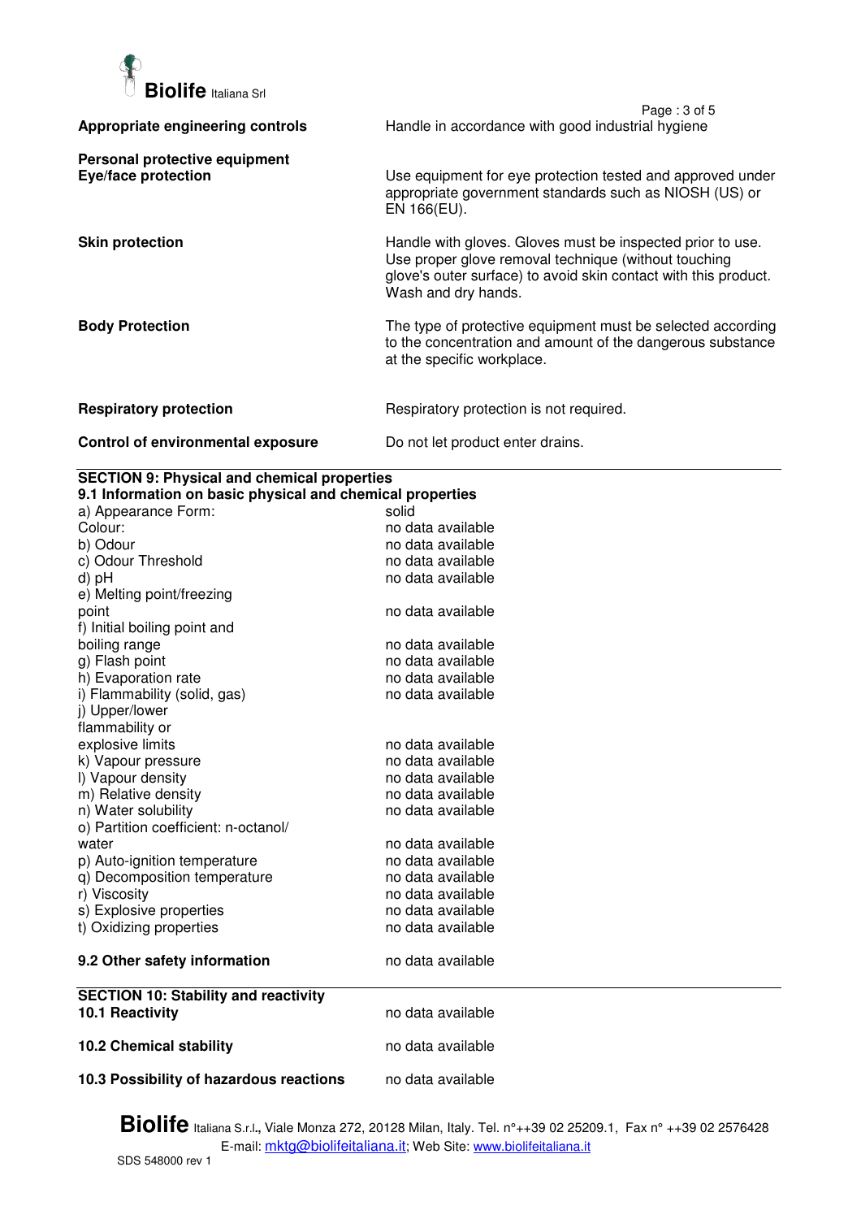| | |
|---|---|
| **Appropriate engineering controls** | Handle in accordance with good industrial hygiene |
| **Personal protective equipment** | |
| **Eye/face protection** | Use equipment for eye protection tested and approved under appropriate government standards such as NIOSH (US) or EN 166(EU). |
| **Skin protection** | Handle with gloves. Gloves must be inspected prior to use. Use proper glove removal technique (without touching glove's outer surface) to avoid skin contact with this product. Wash and dry hands. |
| **Body Protection** | The type of protective equipment must be selected according to the concentration and amount of the dangerous substance at the specific workplace. |
| **Respiratory protection** | Respiratory protection is not required. |
| **Control of environmental exposure** | Do not let product enter drains. |

## SECTION 9: Physical and chemical properties

### 9.1 Information on basic physical and chemical properties

| | |
|---|---|
| a) Appearance Form: | solid |
| Colour: | no data available |
| b) Odour | no data available |
| c) Odour Threshold | no data available |
| d) pH | no data available |
| e) Melting point/freezing point | no data available |
| f) Initial boiling point and boiling range | no data available |
| g) Flash point | no data available |
| h) Evaporation rate | no data available |
| i) Flammability (solid, gas) | no data available |
| j) Upper/lower flammability or explosive limits | no data available |
| k) Vapour pressure | no data available |
| l) Vapour density | no data available |
| m) Relative density | no data available |
| n) Water solubility | no data available |
| o) Partition coefficient: n-octanol/ water | no data available |
| p) Auto-ignition temperature | no data available |
| q) Decomposition temperature | no data available |
| r) Viscosity | no data available |
| s) Explosive properties | no data available |
| t) Oxidizing properties | no data available |

| | |
|---|---|
| **9.2 Other safety information** | no data available |

## SECTION 10: Stability and reactivity

| | |
|---|---|
| **10.1 Reactivity** | no data available |
| **10.2 Chemical stability** | no data available |
| **10.3 Possibility of hazardous reactions** | no data available |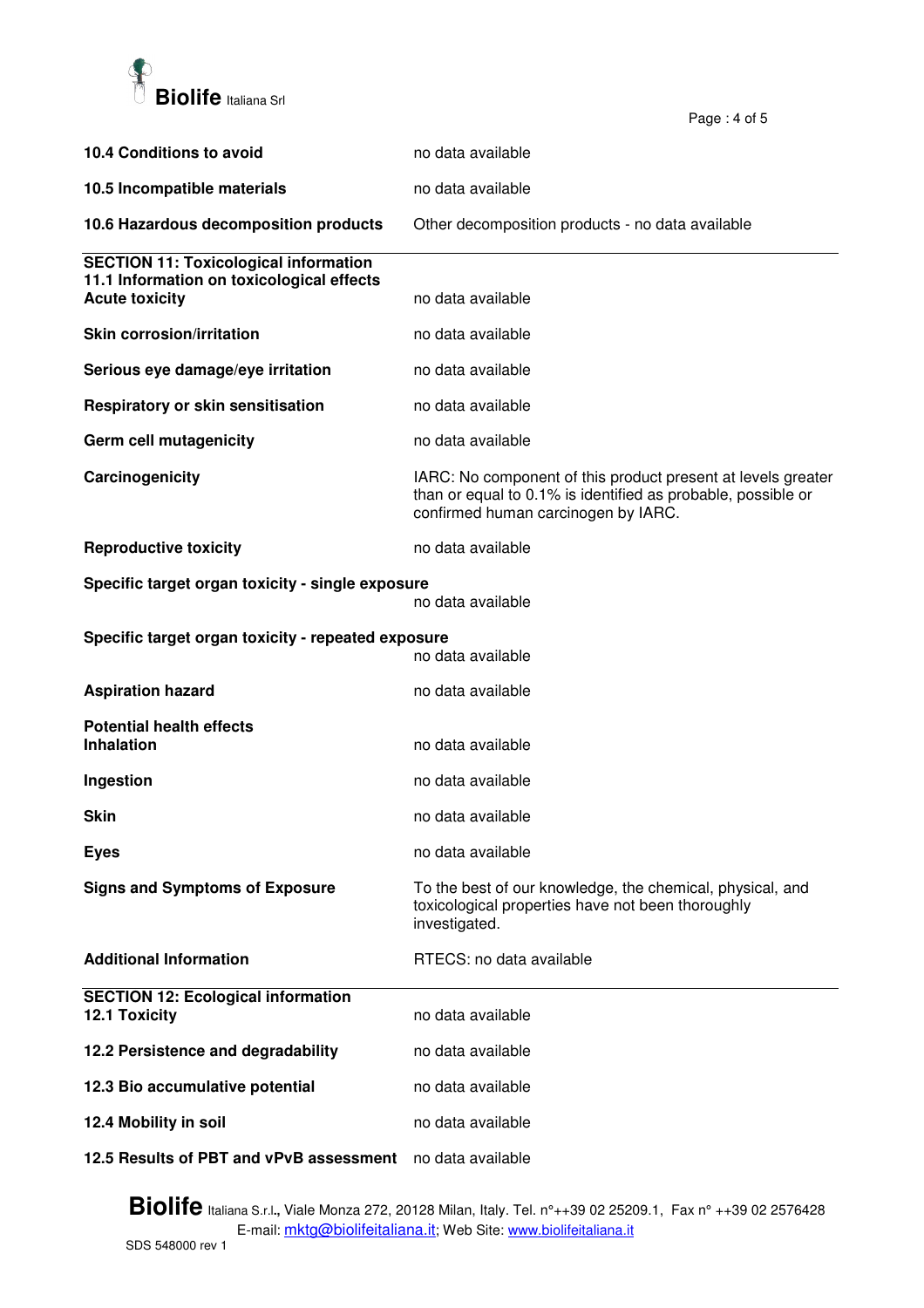**10.4 Conditions to avoid** no data available

**10.5 Incompatible materials** no data available

**10.6 Hazardous decomposition products** Other decomposition products - no data available

## SECTION 11: Toxicological information

### 11.1 Information on toxicological effects

**Acute toxicity**
no data available

**Skin corrosion/irritation**
no data available

**Serious eye damage/eye irritation**
no data available

**Respiratory or skin sensitisation**
no data available

**Germ cell mutagenicity**
no data available

**Carcinogenicity**
IARC: No component of this product present at levels greater than or equal to 0.1% is identified as probable, possible or confirmed human carcinogen by IARC.

**Reproductive toxicity**
no data available

**Specific target organ toxicity - single exposure**
no data available

**Specific target organ toxicity - repeated exposure**
no data available

**Aspiration hazard**
no data available

**Potential health effects**

**Inhalation**
no data available

**Ingestion**
no data available

**Skin**
no data available

**Eyes**
no data available

**Signs and Symptoms of Exposure**
To the best of our knowledge, the chemical, physical, and toxicological properties have not been thoroughly investigated.

**Additional Information**
RTECS: no data available

## SECTION 12: Ecological information

**12.1 Toxicity** no data available

**12.2 Persistence and degradability** no data available

**12.3 Bio accumulative potential** no data available

**12.4 Mobility in soil** no data available

**12.5 Results of PBT and vPvB assessment** no data available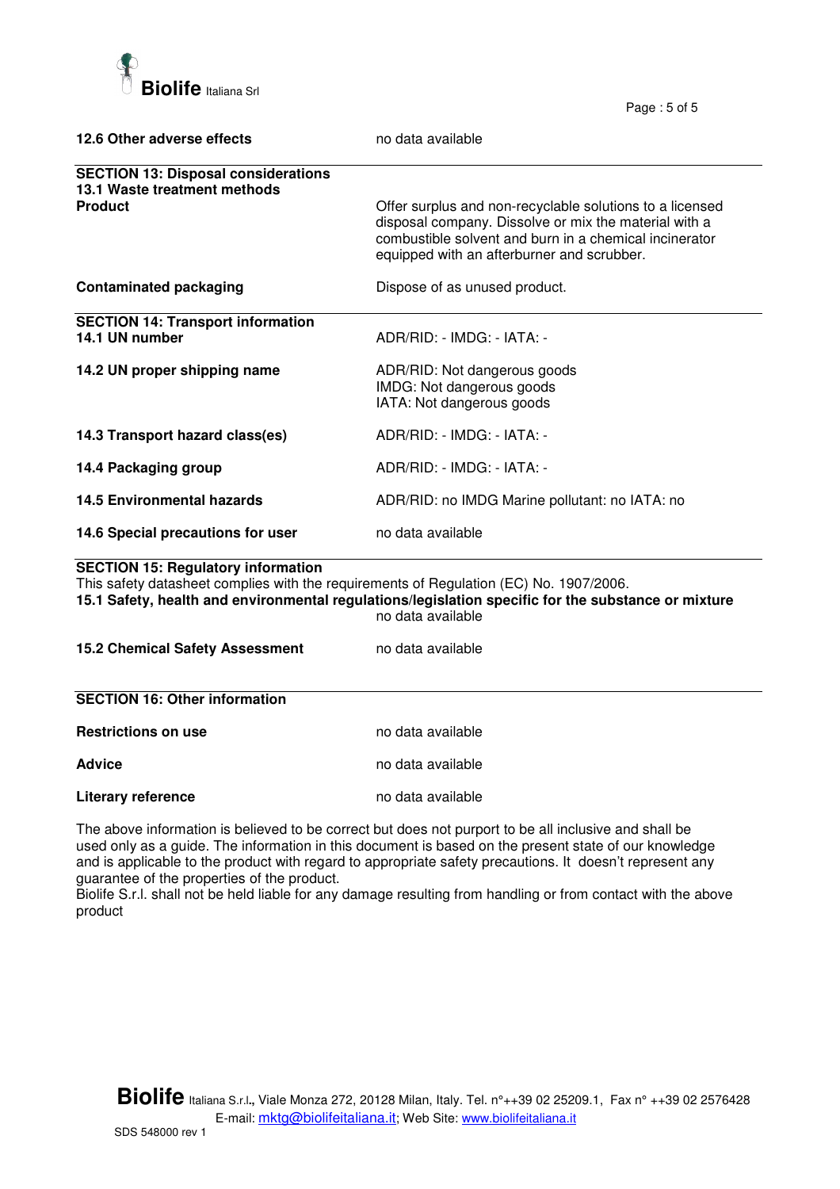**12.6 Other adverse effects** — no data available

## SECTION 13: Disposal considerations

### 13.1 Waste treatment methods

**Product** — Offer surplus and non-recyclable solutions to a licensed disposal company. Dissolve or mix the material with a combustible solvent and burn in a chemical incinerator equipped with an afterburner and scrubber.

**Contaminated packaging** — Dispose of as unused product.

## SECTION 14: Transport information

**14.1 UN number** — ADR/RID: - IMDG: - IATA: -

**14.2 UN proper shipping name** — ADR/RID: Not dangerous goods
IMDG: Not dangerous goods
IATA: Not dangerous goods

**14.3 Transport hazard class(es)** — ADR/RID: - IMDG: - IATA: -

**14.4 Packaging group** — ADR/RID: - IMDG: - IATA: -

**14.5 Environmental hazards** — ADR/RID: no IMDG Marine pollutant: no IATA: no

**14.6 Special precautions for user** — no data available

## SECTION 15: Regulatory information

This safety datasheet complies with the requirements of Regulation (EC) No. 1907/2006.

**15.1 Safety, health and environmental regulations/legislation specific for the substance or mixture**
no data available

**15.2 Chemical Safety Assessment** — no data available

## SECTION 16: Other information

**Restrictions on use** — no data available

**Advice** — no data available

**Literary reference** — no data available

The above information is believed to be correct but does not purport to be all inclusive and shall be used only as a guide. The information in this document is based on the present state of our knowledge and is applicable to the product with regard to appropriate safety precautions. It doesn't represent any guarantee of the properties of the product.
Biolife S.r.l. shall not be held liable for any damage resulting from handling or from contact with the above product

**Biolife** Italiana S.r.l., Viale Monza 272, 20128 Milan, Italy. Tel. n°++39 02 25209.1, Fax n° ++39 02 2576428
E-mail: mktg@biolifeitaliana.it; Web Site: www.biolifeitaliana.it
SDS 548000 rev 1